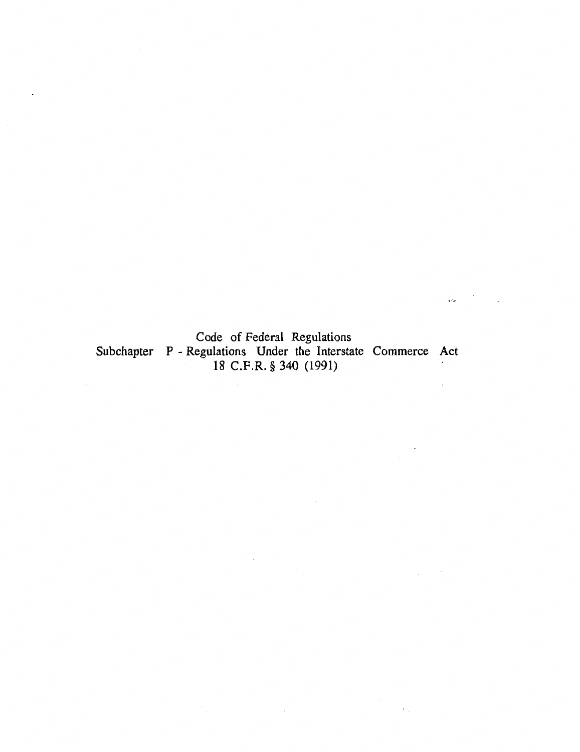# Code of Federal Regulations

## Subchapter P - Regulations Under the Interstate Commerce Act

### 18 C.F.R. § 340 (1991)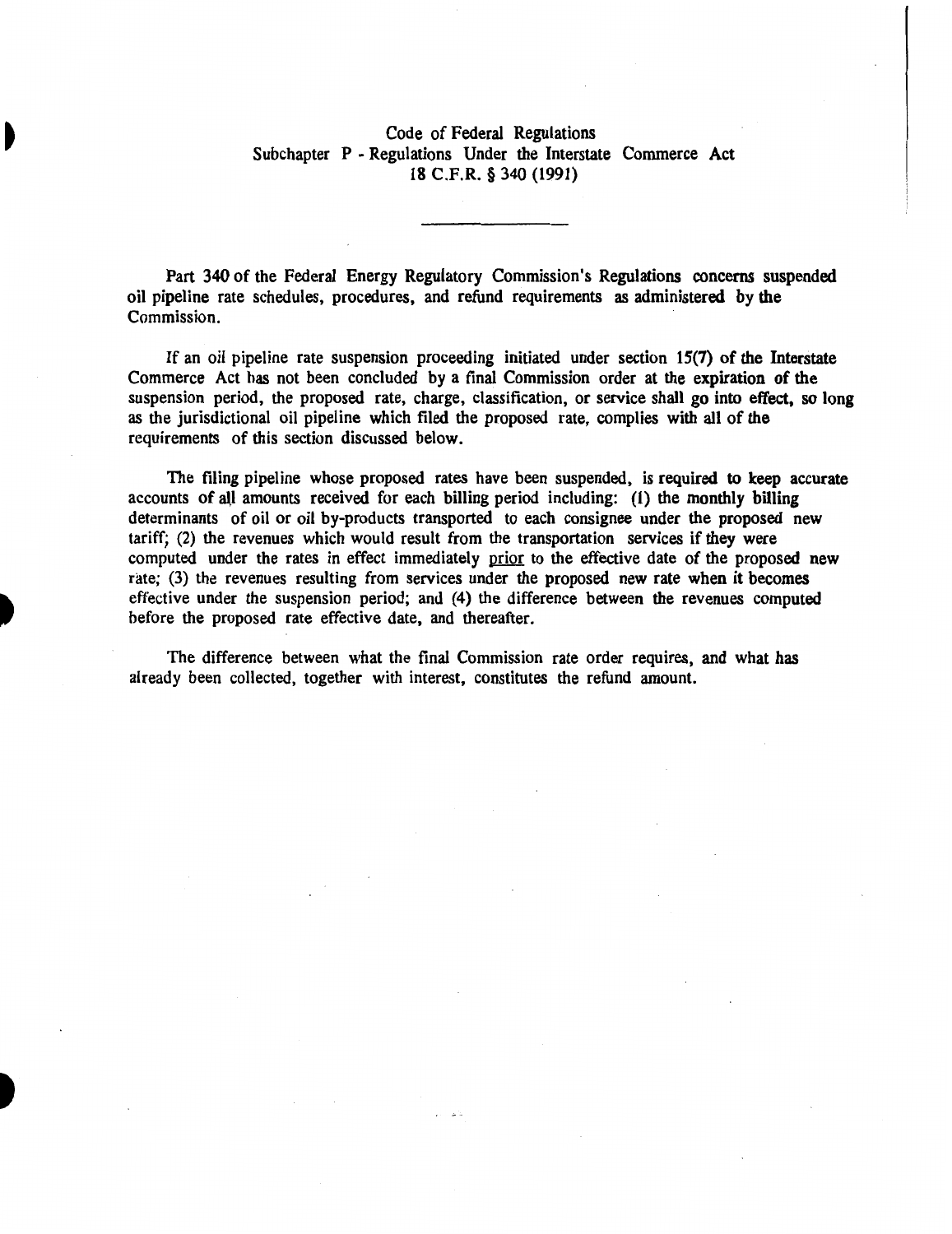Code of Federal Regulations
Subchapter P - Regulations Under the Interstate Commerce Act
18 C.F.R. § 340 (1991)

---

Part 340 of the Federal Energy Regulatory Commission's Regulations concerns suspended oil pipeline rate schedules, procedures, and refund requirements as administered by the Commission.

If an oil pipeline rate suspension proceeding initiated under section 15(7) of the Interstate Commerce Act has not been concluded by a final Commission order at the expiration of the suspension period, the proposed rate, charge, classification, or service shall go into effect, so long as the jurisdictional oil pipeline which filed the proposed rate, complies with all of the requirements of this section discussed below.

The filing pipeline whose proposed rates have been suspended, is required to keep accurate accounts of all amounts received for each billing period including: (1) the monthly billing determinants of oil or oil by-products transported to each consignee under the proposed new tariff; (2) the revenues which would result from the transportation services if they were computed under the rates in effect immediately prior to the effective date of the proposed new rate; (3) the revenues resulting from services under the proposed new rate when it becomes effective under the suspension period; and (4) the difference between the revenues computed before the proposed rate effective date, and thereafter.

The difference between what the final Commission rate order requires, and what has already been collected, together with interest, constitutes the refund amount.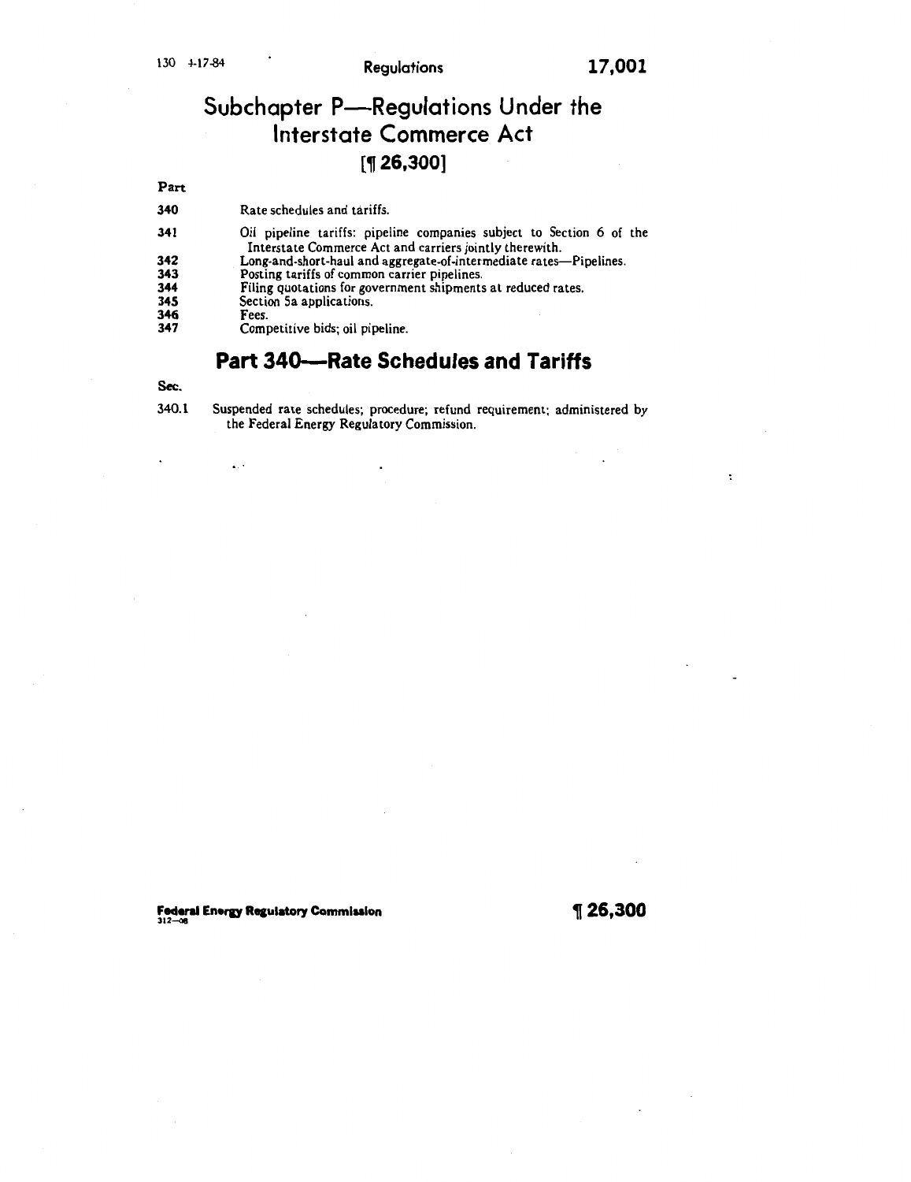# Subchapter P—Regulations Under the Interstate Commerce Act

[¶ 26,300]

| Part | |
|---|---|
| 340 | Rate schedules and tariffs. |
| 341 | Oil pipeline tariffs: pipeline companies subject to Section 6 of the Interstate Commerce Act and carriers jointly therewith. |
| 342 | Long-and-short-haul and aggregate-of-intermediate rates—Pipelines. |
| 343 | Posting tariffs of common carrier pipelines. |
| 344 | Filing quotations for government shipments at reduced rates. |
| 345 | Section 5a applications. |
| 346 | Fees. |
| 347 | Competitive bids; oil pipeline. |

## Part 340—Rate Schedules and Tariffs

| Sec. | |
|---|---|
| 340.1 | Suspended rate schedules; procedure; refund requirement; administered by the Federal Energy Regulatory Commission. |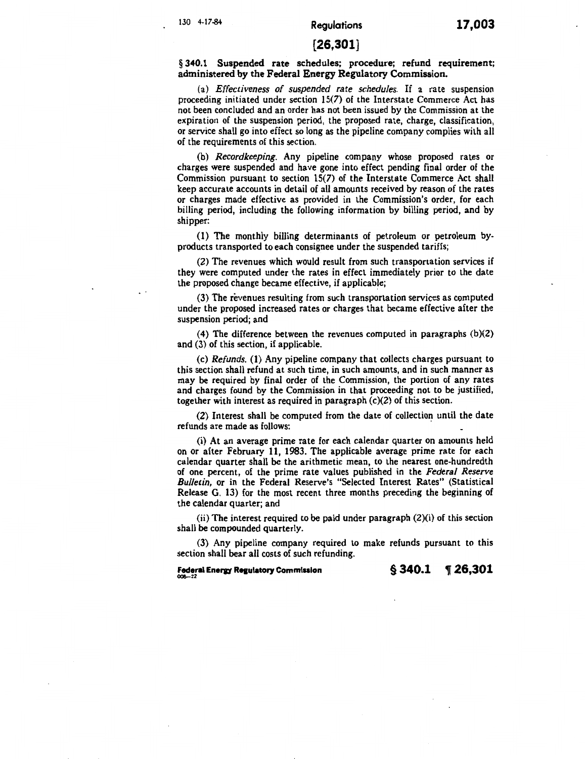## [26,301]

**§ 340.1 Suspended rate schedules; procedure; refund requirement; administered by the Federal Energy Regulatory Commission.**

(a) *Effectiveness of suspended rate schedules.* If a rate suspension proceeding initiated under section 15(7) of the Interstate Commerce Act has not been concluded and an order has not been issued by the Commission at the expiration of the suspension period, the proposed rate, charge, classification, or service shall go into effect so long as the pipeline company complies with all of the requirements of this section.

(b) *Recordkeeping.* Any pipeline company whose proposed rates or charges were suspended and have gone into effect pending final order of the Commission pursuant to section 15(7) of the Interstate Commerce Act shall keep accurate accounts in detail of all amounts received by reason of the rates or charges made effective as provided in the Commission's order, for each billing period, including the following information by billing period, and by shipper:

(1) The monthly billing determinants of petroleum or petroleum by-products transported to each consignee under the suspended tariffs;

(2) The revenues which would result from such transportation services if they were computed under the rates in effect immediately prior to the date the proposed change became effective, if applicable;

(3) The revenues resulting from such transportation services as computed under the proposed increased rates or charges that became effective after the suspension period; and

(4) The difference between the revenues computed in paragraphs (b)(2) and (3) of this section, if applicable.

(c) *Refunds.* (1) Any pipeline company that collects charges pursuant to this section shall refund at such time, in such amounts, and in such manner as may be required by final order of the Commission, the portion of any rates and charges found by the Commission in that proceeding not to be justified, together with interest as required in paragraph (c)(2) of this section.

(2) Interest shall be computed from the date of collection until the date refunds are made as follows:

(i) At an average prime rate for each calendar quarter on amounts held on or after February 11, 1983. The applicable average prime rate for each calendar quarter shall be the arithmetic mean, to the nearest one-hundredth of one percent, of the prime rate values published in the *Federal Reserve Bulletin,* or in the Federal Reserve's "Selected Interest Rates" (Statistical Release G. 13) for the most recent three months preceding the beginning of the calendar quarter; and

(ii) The interest required to be paid under paragraph (2)(i) of this section shall be compounded quarterly.

(3) Any pipeline company required to make refunds pursuant to this section shall bear all costs of such refunding.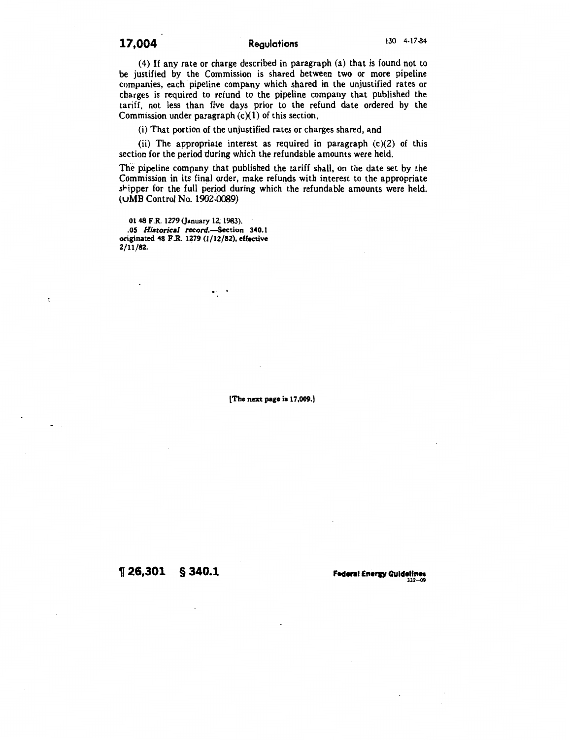(4) If any rate or charge described in paragraph (a) that is found not to be justified by the Commission is shared between two or more pipeline companies, each pipeline company which shared in the unjustified rates or charges is required to refund to the pipeline company that published the tariff, not less than five days prior to the refund date ordered by the Commission under paragraph (c)(1) of this section,

(i) That portion of the unjustified rates or charges shared, and

(ii) The appropriate interest as required in paragraph (c)(2) of this section for the period during which the refundable amounts were held.

The pipeline company that published the tariff shall, on the date set by the Commission in its final order, make refunds with interest to the appropriate shipper for the full period during which the refundable amounts were held. (OMB Control No. 1902-0089)

.01 48 F.R. 1279 (January 12, 1983).

.05 *Historical record.*—Section 340.1 originated 48 F.R. 1279 (1/12/82), effective 2/11/82.

[The next page is 17,009.]